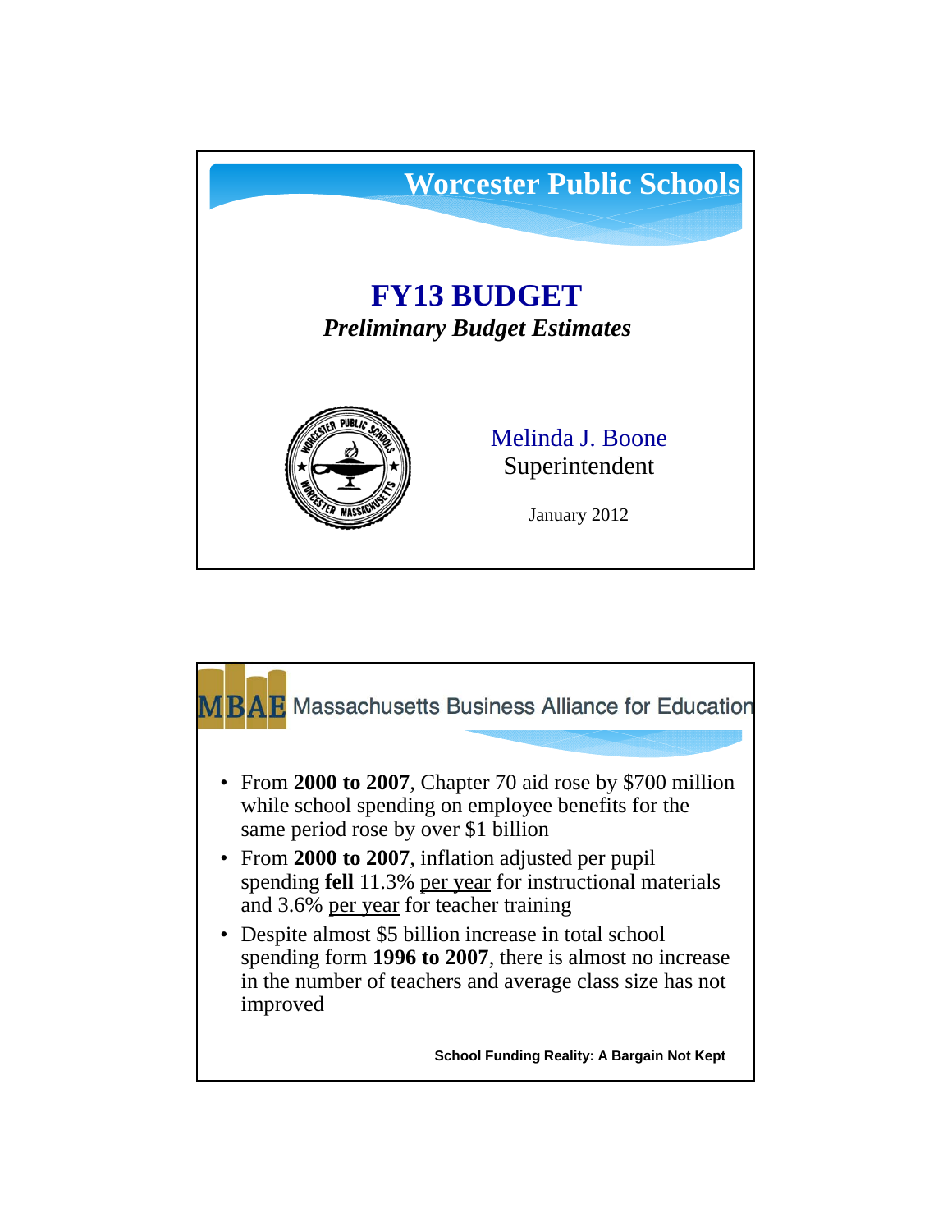# Worcester Public Schools

## FY13 BUDGET

*Preliminary Budget Estimates*

Melinda J. Boone
Superintendent

January 2012

---

## MBAE Massachusetts Business Alliance for Education

- From **2000 to 2007**, Chapter 70 aid rose by $700 million while school spending on employee benefits for the same period rose by over $1 billion
- From **2000 to 2007**, inflation adjusted per pupil spending **fell** 11.3% per year for instructional materials and 3.6% per year for teacher training
- Despite almost $5 billion increase in total school spending form **1996 to 2007**, there is almost no increase in the number of teachers and average class size has not improved

**School Funding Reality: A Bargain Not Kept**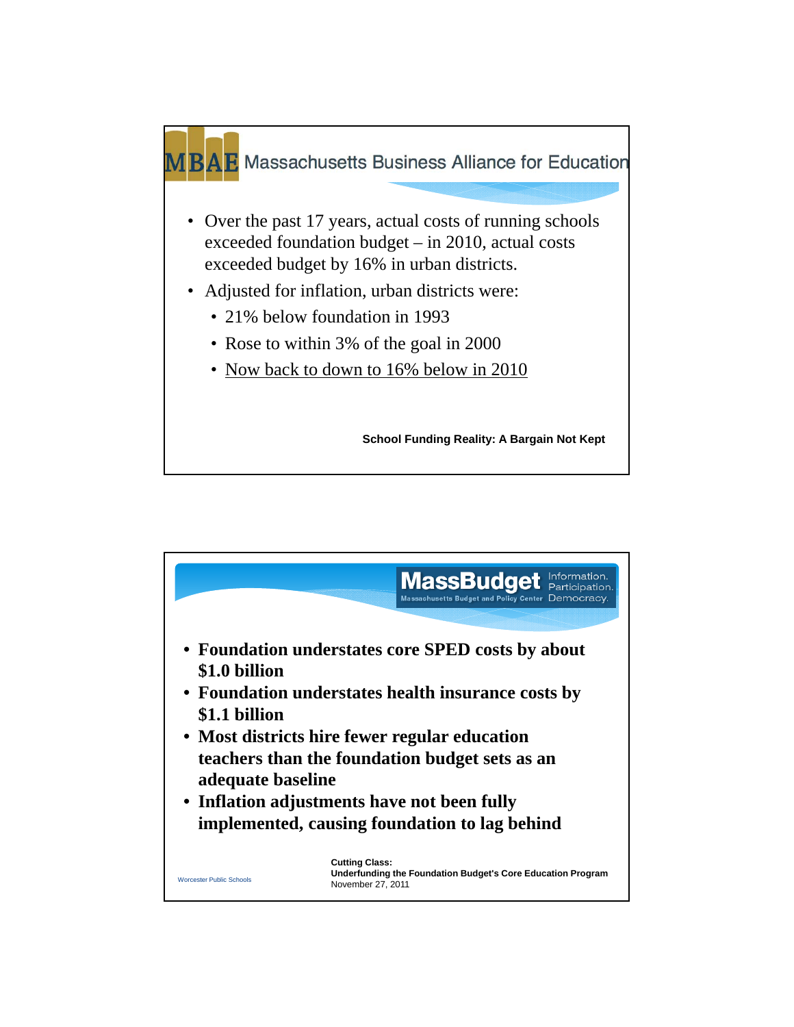## Massachusetts Business Alliance for Education

- Over the past 17 years, actual costs of running schools exceeded foundation budget – in 2010, actual costs exceeded budget by 16% in urban districts.
- Adjusted for inflation, urban districts were:
  - 21% below foundation in 1993
  - Rose to within 3% of the goal in 2000
  - <u>Now back to down to 16% below in 2010</u>

**School Funding Reality: A Bargain Not Kept**

---

## MassBudget

Massachusetts Budget and Policy Center — Information. Participation. Democracy.

- **Foundation understates core SPED costs by about $1.0 billion**
- **Foundation understates health insurance costs by $1.1 billion**
- **Most districts hire fewer regular education teachers than the foundation budget sets as an adequate baseline**
- **Inflation adjustments have not been fully implemented, causing foundation to lag behind**

**Cutting Class:**
**Underfunding the Foundation Budget's Core Education Program**
November 27, 2011

Worcester Public Schools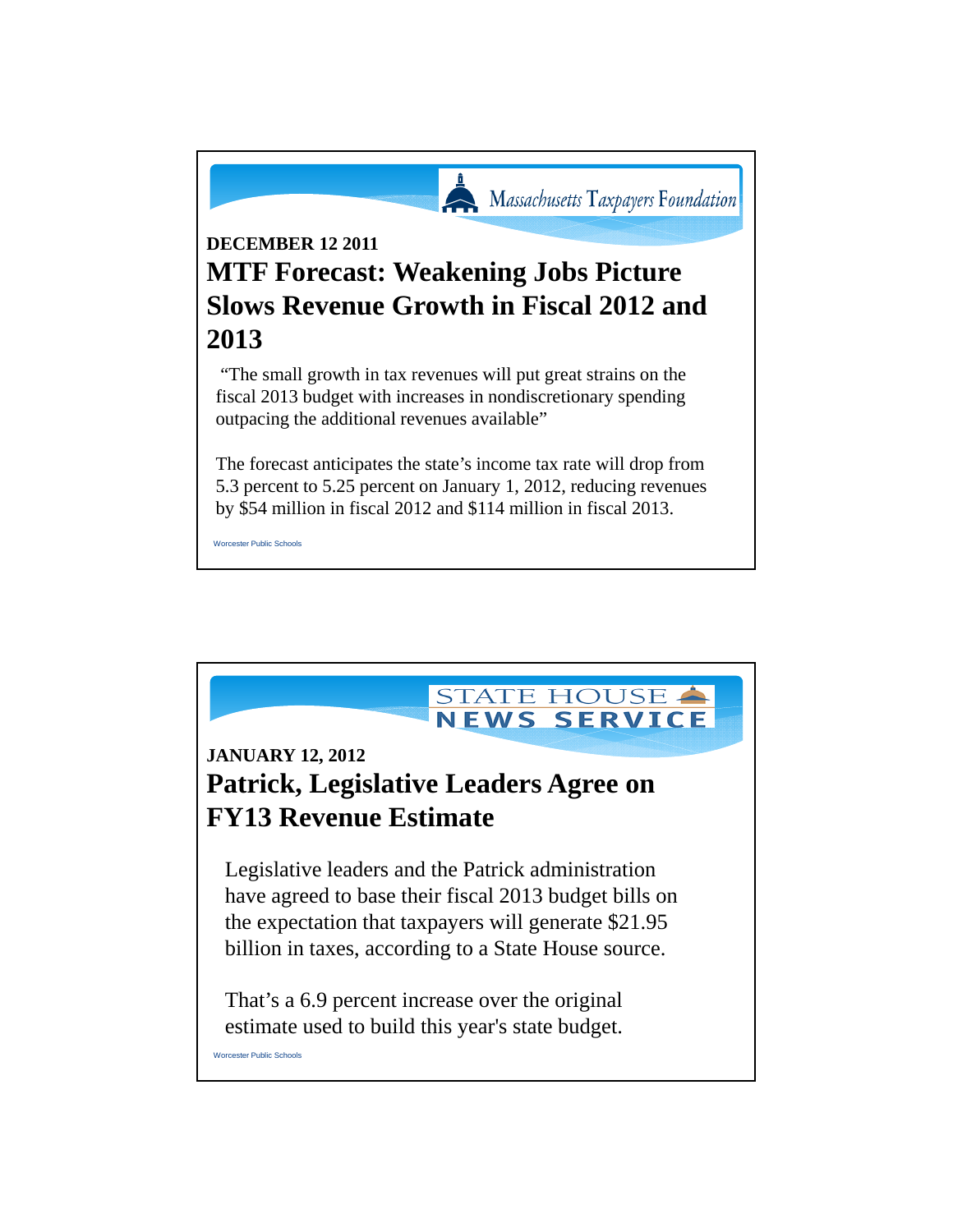Massachusetts Taxpayers Foundation

**DECEMBER 12 2011**

## MTF Forecast: Weakening Jobs Picture Slows Revenue Growth in Fiscal 2012 and 2013

"The small growth in tax revenues will put great strains on the fiscal 2013 budget with increases in nondiscretionary spending outpacing the additional revenues available"

The forecast anticipates the state's income tax rate will drop from 5.3 percent to 5.25 percent on January 1, 2012, reducing revenues by $54 million in fiscal 2012 and $114 million in fiscal 2013.

STATE HOUSE NEWS SERVICE

**JANUARY 12, 2012**

## Patrick, Legislative Leaders Agree on FY13 Revenue Estimate

Legislative leaders and the Patrick administration have agreed to base their fiscal 2013 budget bills on the expectation that taxpayers will generate $21.95 billion in taxes, according to a State House source.

That's a 6.9 percent increase over the original estimate used to build this year's state budget.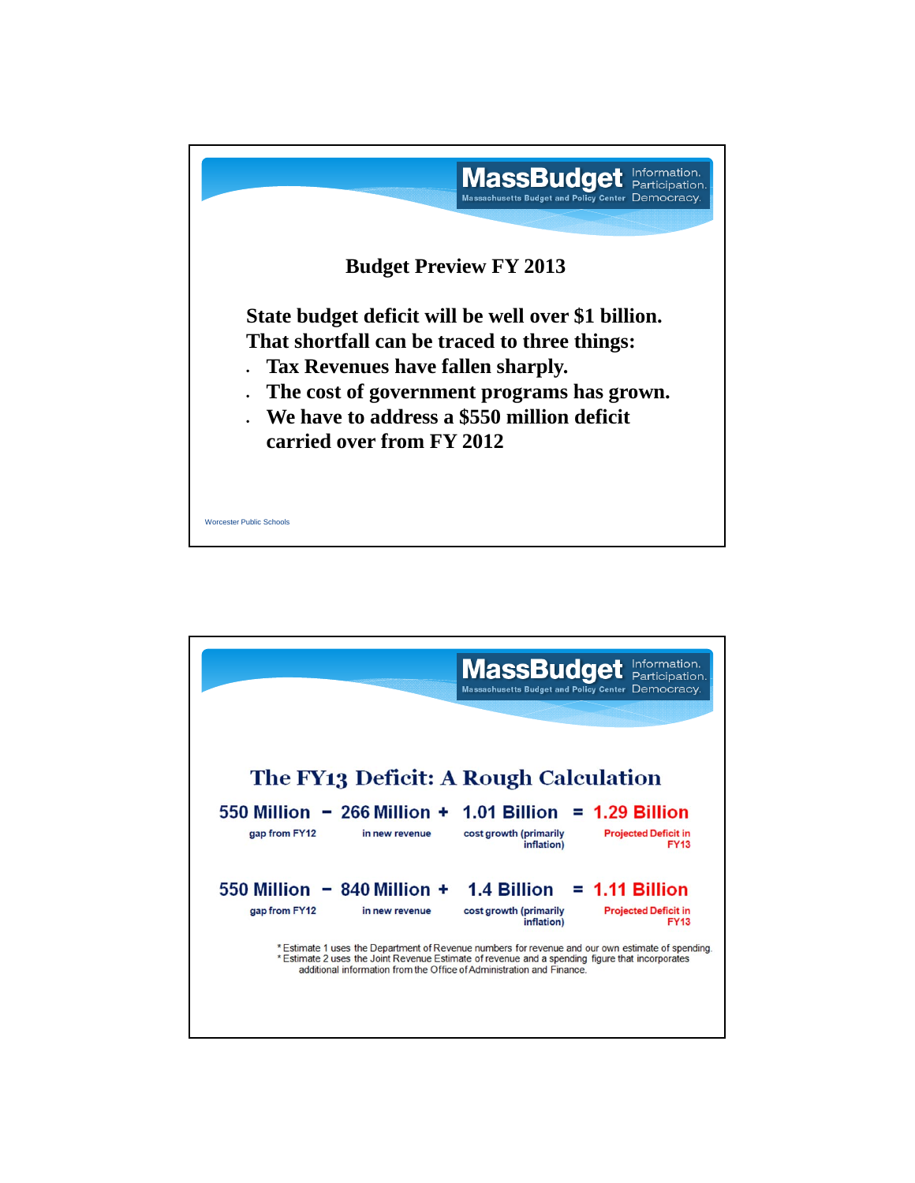MassBudget
Massachusetts Budget and Policy Center
Information. Participation. Democracy.

## Budget Preview FY 2013

**State budget deficit will be well over $1 billion. That shortfall can be traced to three things:**

- **Tax Revenues have fallen sharply.**
- **The cost of government programs has grown.**
- **We have to address a $550 million deficit carried over from FY 2012**

Worcester Public Schools

MassBudget
Massachusetts Budget and Policy Center
Information. Participation. Democracy.

## The FY13 Deficit: A Rough Calculation

| | | | | | | |
|---|---|---|---|---|---|---|
| 550 Million | − | 266 Million | + | 1.01 Billion | = | 1.29 Billion |
| gap from FY12 | | in new revenue | | cost growth (primarily inflation) | | Projected Deficit in FY13 |
| 550 Million | − | 840 Million | + | 1.4 Billion | = | 1.11 Billion |
| gap from FY12 | | in new revenue | | cost growth (primarily inflation) | | Projected Deficit in FY13 |

* Estimate 1 uses the Department of Revenue numbers for revenue and our own estimate of spending.
* Estimate 2 uses the Joint Revenue Estimate of revenue and a spending figure that incorporates additional information from the Office of Administration and Finance.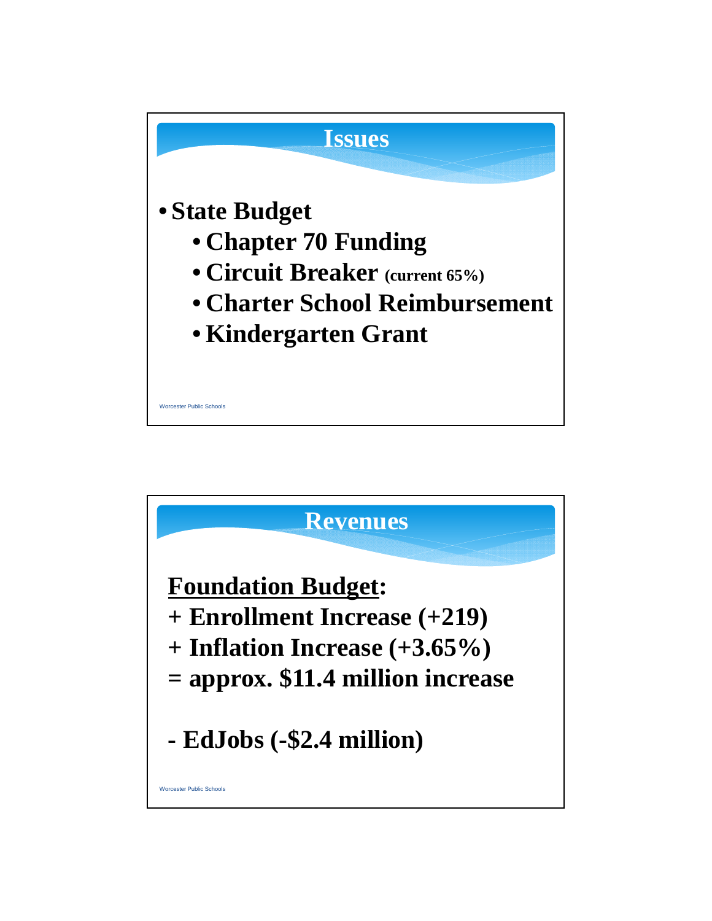## Issues

- **State Budget**
  - **Chapter 70 Funding**
  - **Circuit Breaker** (current 65%)
  - **Charter School Reimbursement**
  - **Kindergarten Grant**

Worcester Public Schools

## Revenues

**<u>Foundation Budget</u>:**

**+ Enrollment Increase (+219)**

**+ Inflation Increase (+3.65%)**

**= approx. $11.4 million increase**

**- EdJobs (-$2.4 million)**

Worcester Public Schools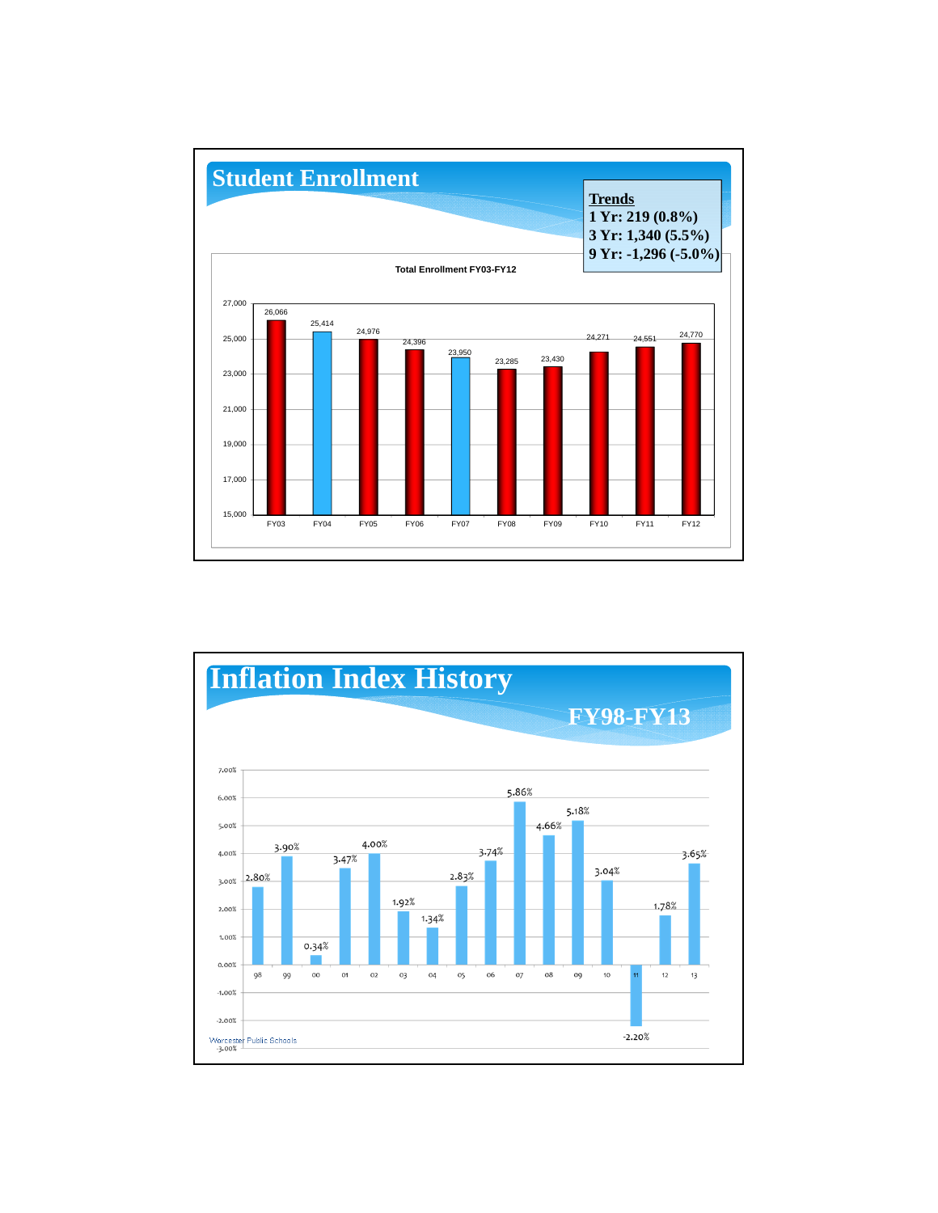# Student Enrollment

**Trends**
**1 Yr: 219 (0.8%)**
**3 Yr: 1,340 (5.5%)**
**9 Yr: -1,296 (-5.0%)**

Total Enrollment FY03-FY12

27,000
25,000
23,000
21,000
19,000
17,000
15,000

26,066
25,414
24,976
24,396
23,950
23,285
23,430
24,271
24,551
24,770

FY03 FY04 FY05 FY06 FY07 FY08 FY09 FY10 FY11 FY12

# Inflation Index History

## FY98-FY13

7.00%
6.00%
5.00%
4.00%
3.00%
2.00%
1.00%
0.00%
-1.00%
-2.00%
-3.00%

2.80%
3.90%
0.34%
3.47%
4.00%
1.92%
1.34%
2.83%
3.74%
5.86%
4.66%
5.18%
3.04%
-2.20%
1.78%
3.65%

98 99 00 01 02 03 04 05 06 07 08 09 10 11 12 13

Worcester Public Schools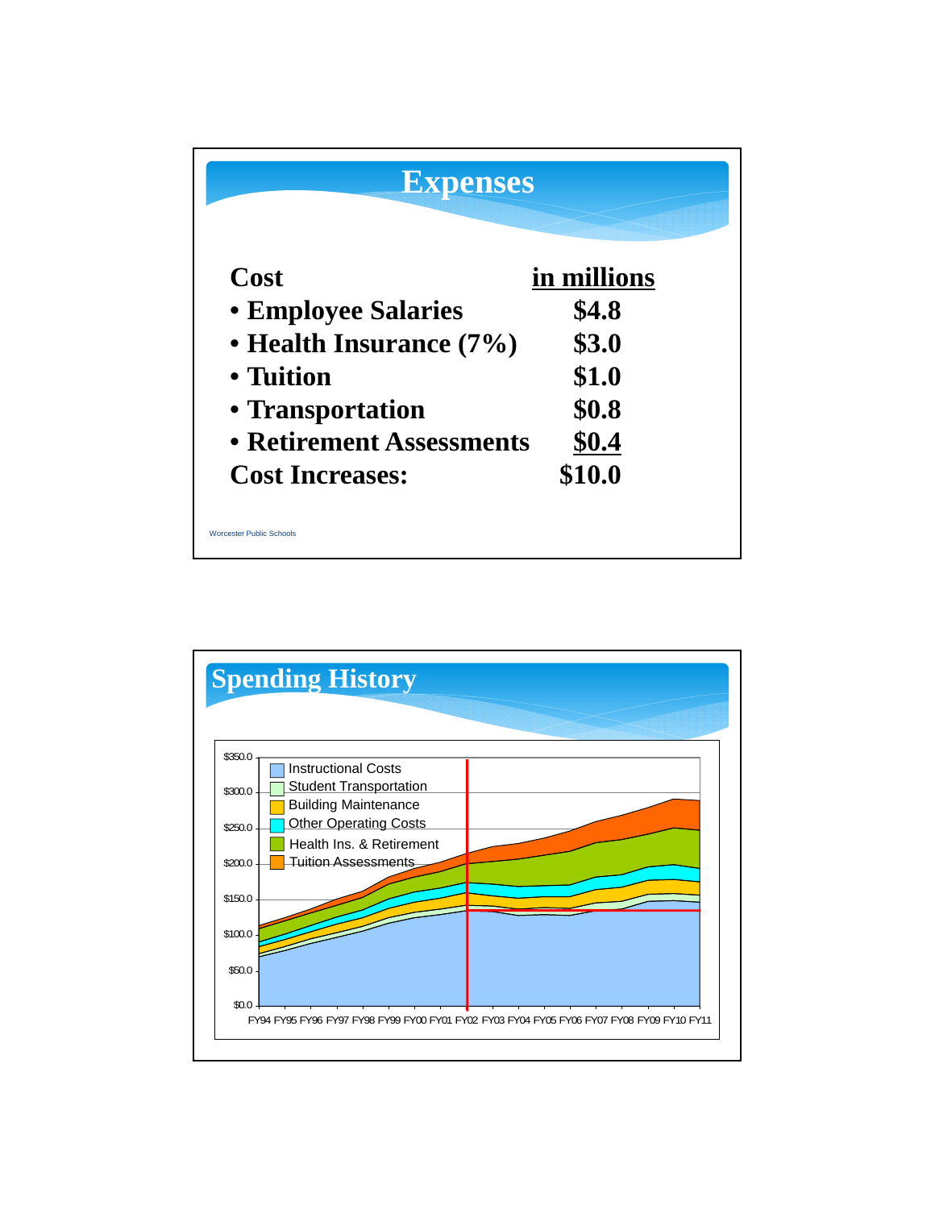# Expenses

| Cost | in millions |
| --- | --- |
| • Employee Salaries | $4.8 |
| • Health Insurance (7%) | $3.0 |
| • Tuition | $1.0 |
| • Transportation | $0.8 |
| • Retirement Assessments | $0.4 |
| **Cost Increases:** | **$10.0** |

Worcester Public Schools

# Spending History

$350.0
$300.0
$250.0
$200.0
$150.0
$100.0
$50.0
$0.0

- Instructional Costs
- Student Transportation
- Building Maintenance
- Other Operating Costs
- Health Ins. & Retirement
- Tuition Assessments

FY94 FY95 FY96 FY97 FY98 FY99 FY00 FY01 FY02 FY03 FY04 FY05 FY06 FY07 FY08 FY09 FY10 FY11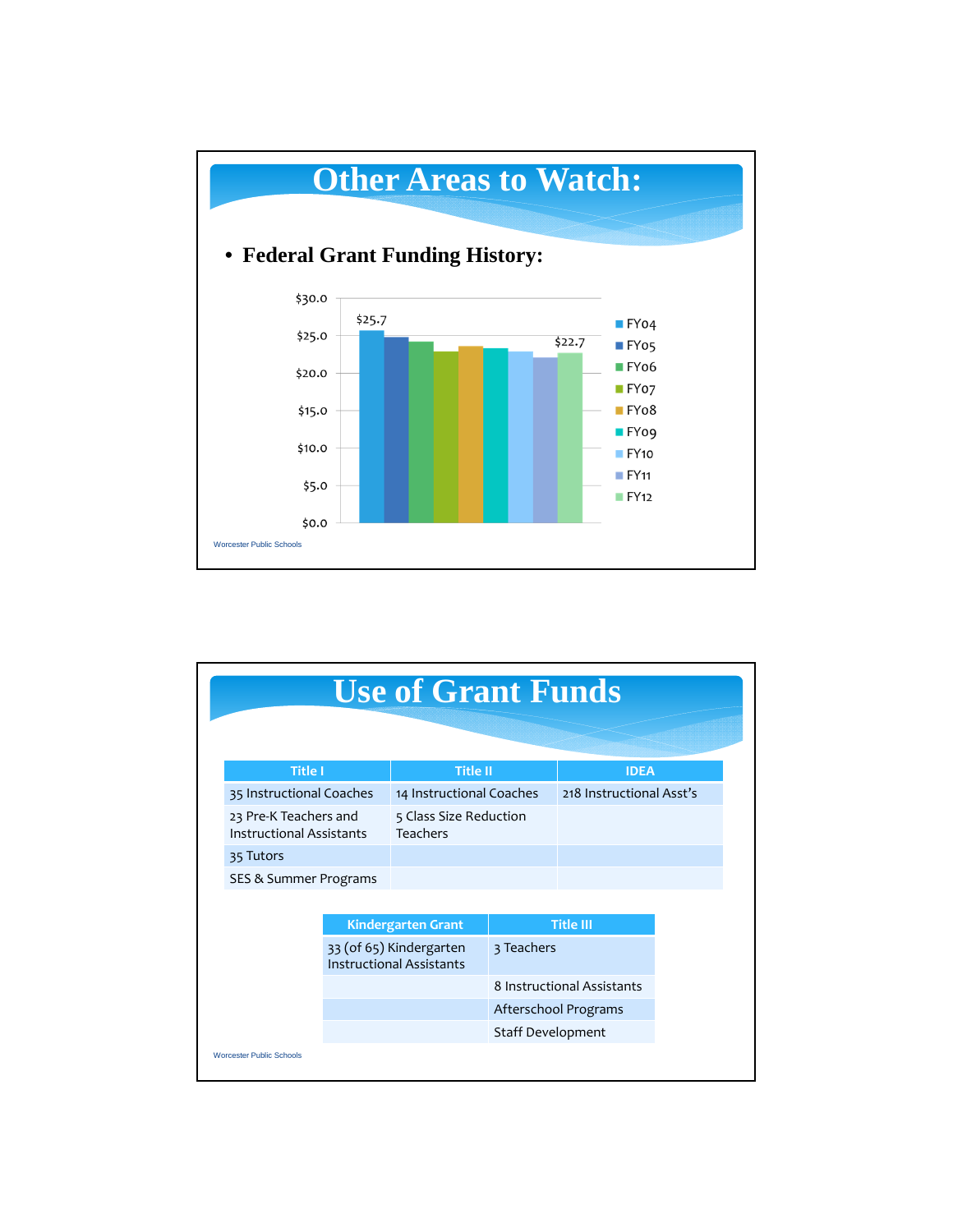# Other Areas to Watch:

- **Federal Grant Funding History:**

$30.0
$25.0
$20.0
$15.0
$10.0
$5.0
$0.0

$25.7
$22.7

FY04
FY05
FY06
FY07
FY08
FY09
FY10
FY11
FY12

Worcester Public Schools

# Use of Grant Funds

| Title I | Title II | IDEA |
|---|---|---|
| 35 Instructional Coaches | 14 Instructional Coaches | 218 Instructional Asst's |
| 23 Pre-K Teachers and Instructional Assistants | 5 Class Size Reduction Teachers | |
| 35 Tutors | | |
| SES & Summer Programs | | |

| Kindergarten Grant | Title III |
|---|---|
| 33 (of 65) Kindergarten Instructional Assistants | 3 Teachers |
| | 8 Instructional Assistants |
| | Afterschool Programs |
| | Staff Development |

Worcester Public Schools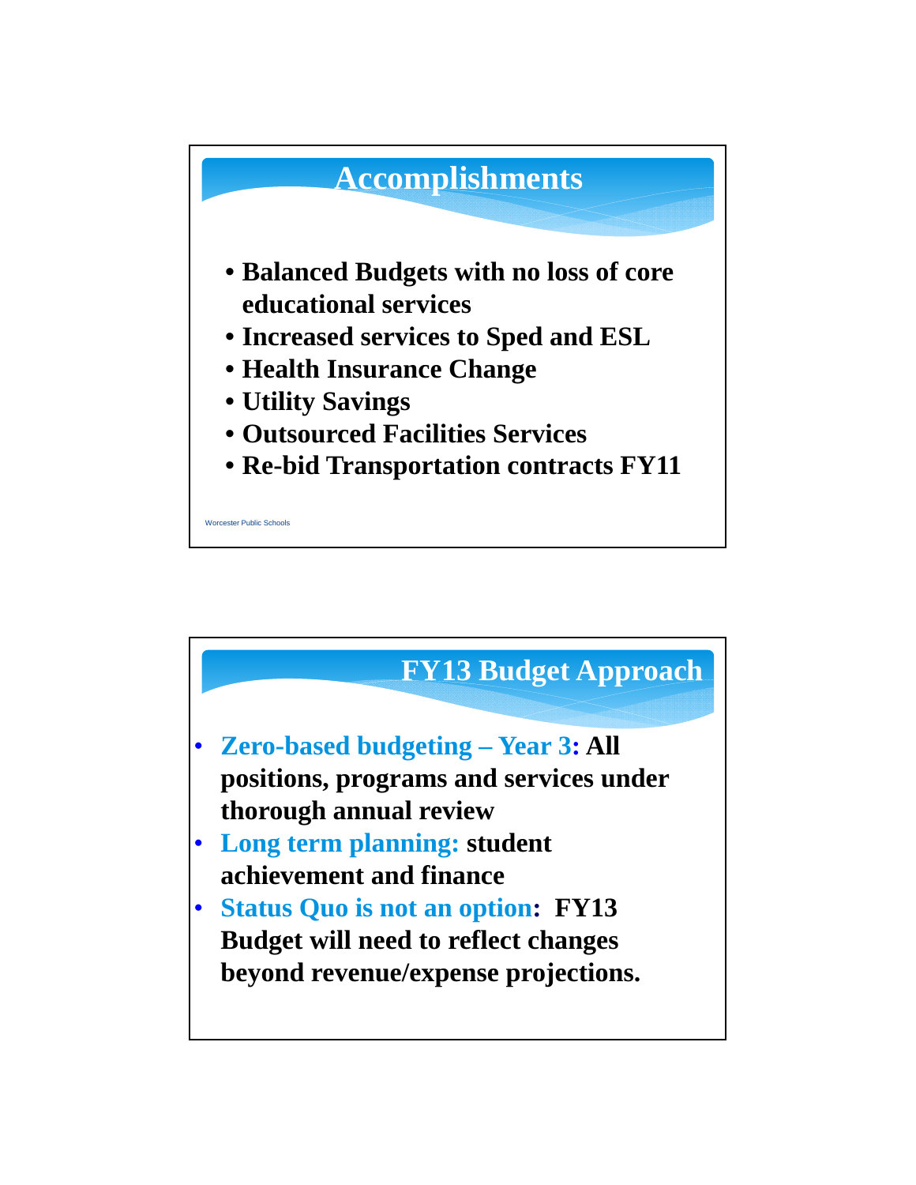## Accomplishments

- **Balanced Budgets with no loss of core educational services**
- **Increased services to Sped and ESL**
- **Health Insurance Change**
- **Utility Savings**
- **Outsourced Facilities Services**
- **Re-bid Transportation contracts FY11**

Worcester Public Schools

## FY13 Budget Approach

- **Zero-based budgeting – Year 3: All positions, programs and services under thorough annual review**
- **Long term planning: student achievement and finance**
- **Status Quo is not an option: FY13 Budget will need to reflect changes beyond revenue/expense projections.**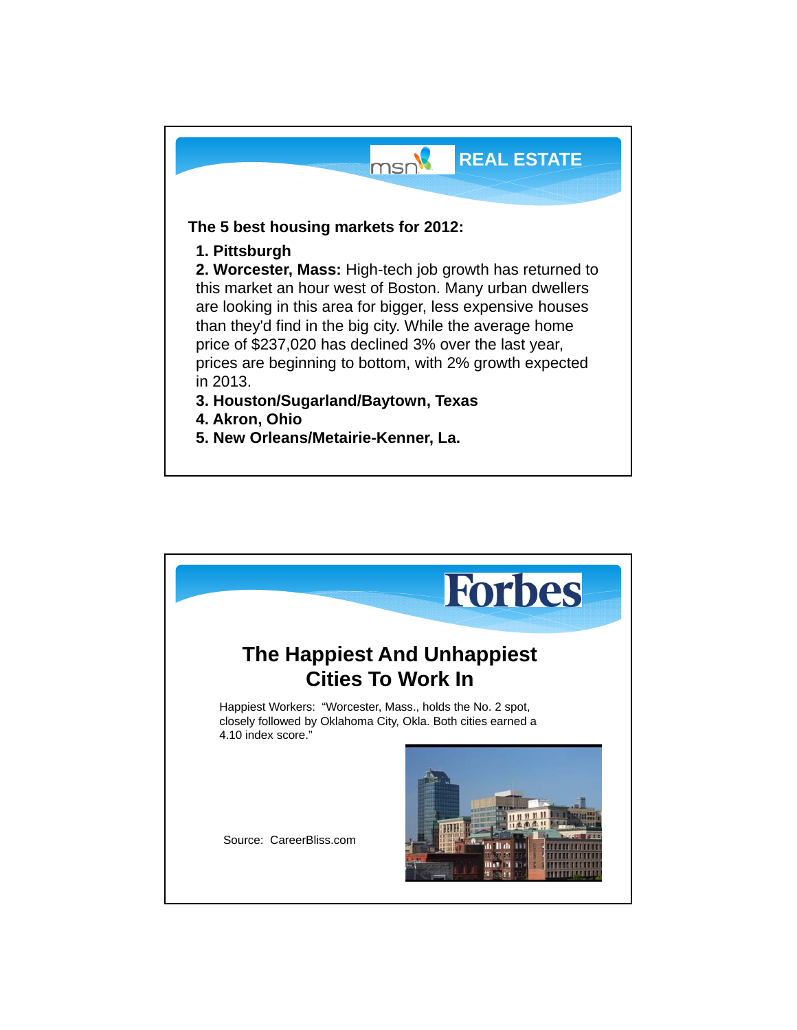msn REAL ESTATE

**The 5 best housing markets for 2012:**

1. **Pittsburgh**
2. **Worcester, Mass:** High-tech job growth has returned to this market an hour west of Boston. Many urban dwellers are looking in this area for bigger, less expensive houses than they'd find in the big city. While the average home price of $237,020 has declined 3% over the last year, prices are beginning to bottom, with 2% growth expected in 2013.
3. **Houston/Sugarland/Baytown, Texas**
4. **Akron, Ohio**
5. **New Orleans/Metairie-Kenner, La.**

Forbes

## The Happiest And Unhappiest Cities To Work In

Happiest Workers: "Worcester, Mass., holds the No. 2 spot, closely followed by Oklahoma City, Okla. Both cities earned a 4.10 index score."

Source: CareerBliss.com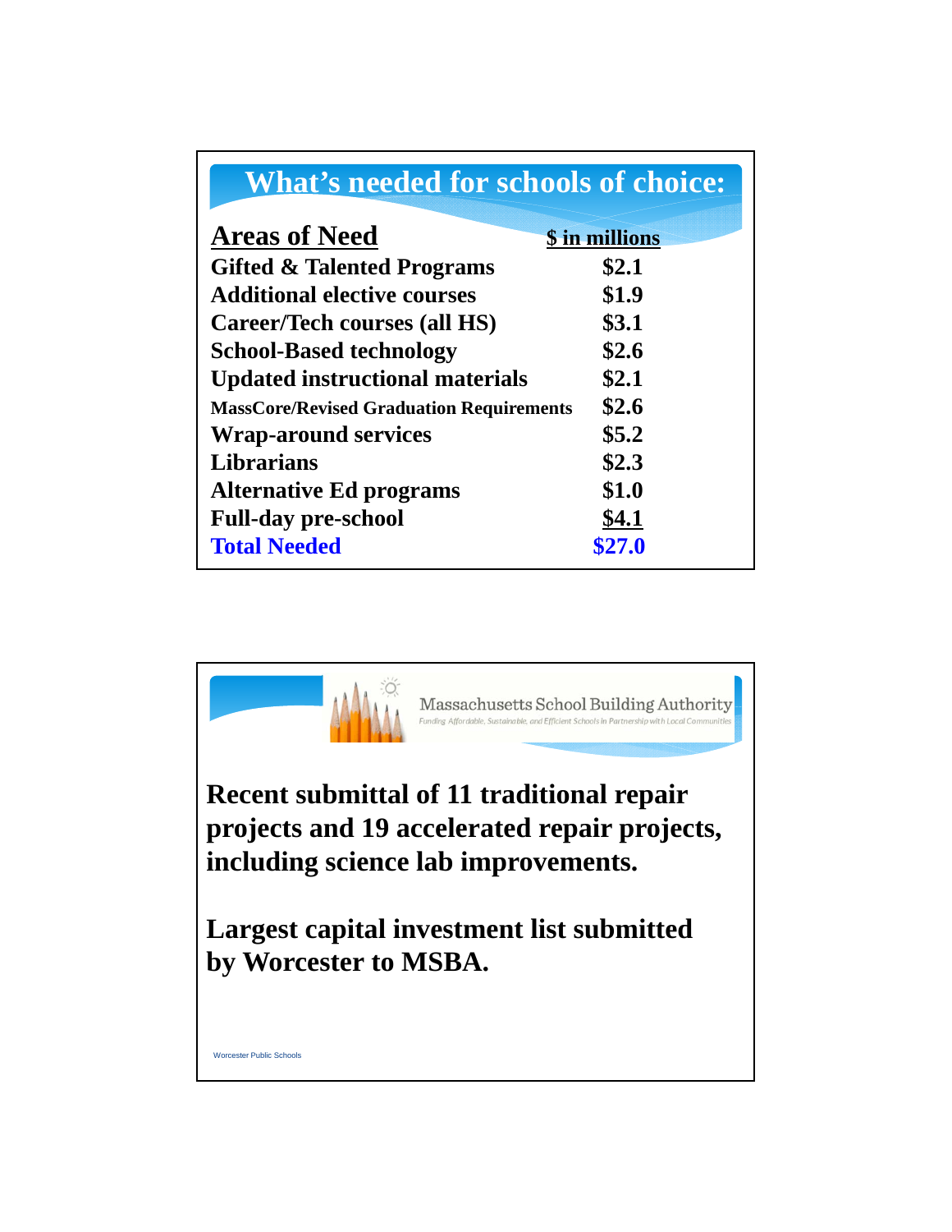## What's needed for schools of choice:

| Areas of Need | $ in millions |
|---|---|
| Gifted & Talented Programs | $2.1 |
| Additional elective courses | $1.9 |
| Career/Tech courses (all HS) | $3.1 |
| School-Based technology | $2.6 |
| Updated instructional materials | $2.1 |
| MassCore/Revised Graduation Requirements | $2.6 |
| Wrap-around services | $5.2 |
| Librarians | $2.3 |
| Alternative Ed programs | $1.0 |
| Full-day pre-school | $4.1 |
| **Total Needed** | **$27.0** |

## Massachusetts School Building Authority

*Funding Affordable, Sustainable, and Efficient Schools in Partnership with Local Communities*

**Recent submittal of 11 traditional repair projects and 19 accelerated repair projects, including science lab improvements.**

**Largest capital investment list submitted by Worcester to MSBA.**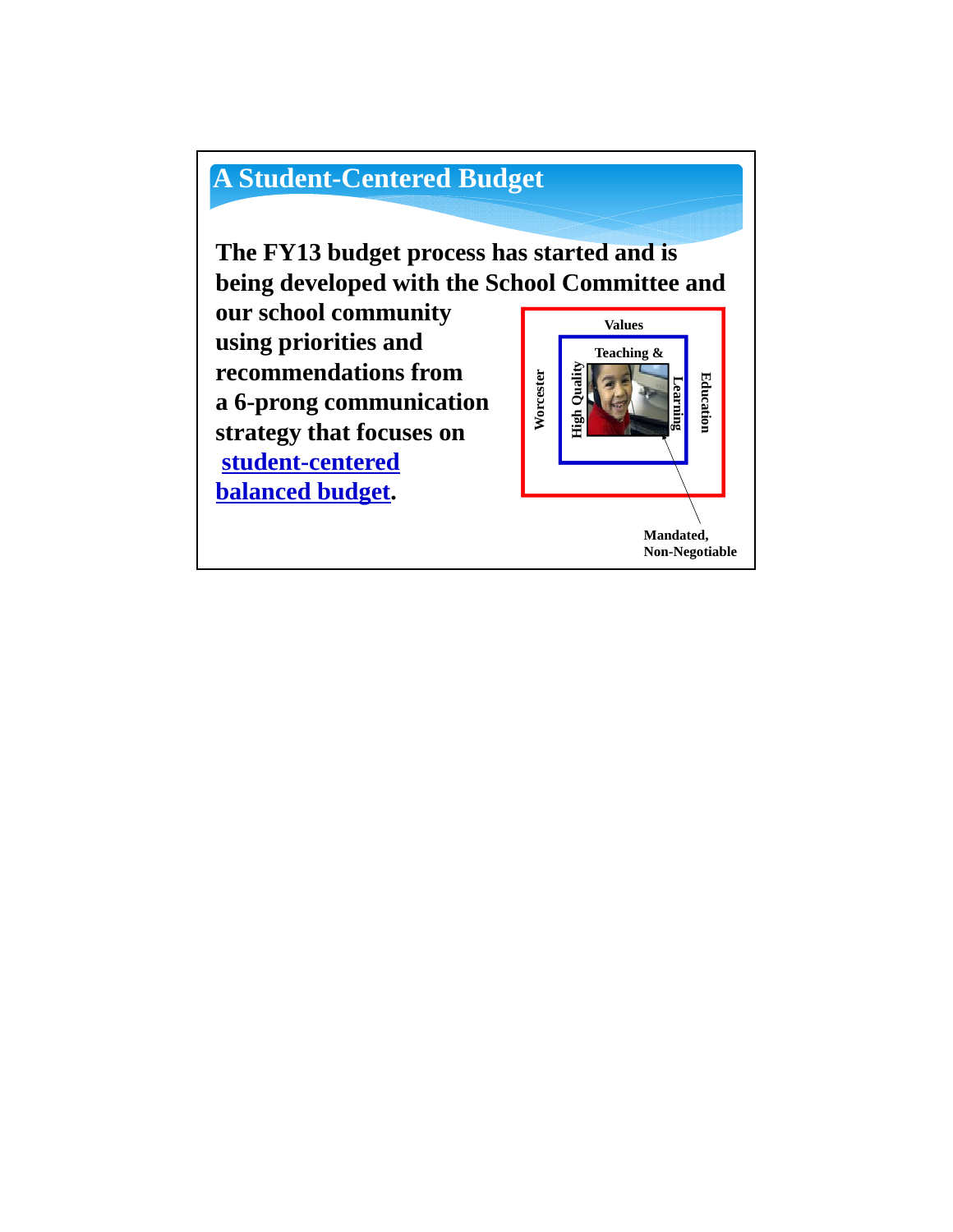## A Student-Centered Budget

**The FY13 budget process has started and is being developed with the School Committee and our school community using priorities and recommendations from a 6-prong communication strategy that focuses on student-centered balanced budget.**

Values

Teaching &

Learning

High Quality

Worcester

Education

Mandated, Non-Negotiable